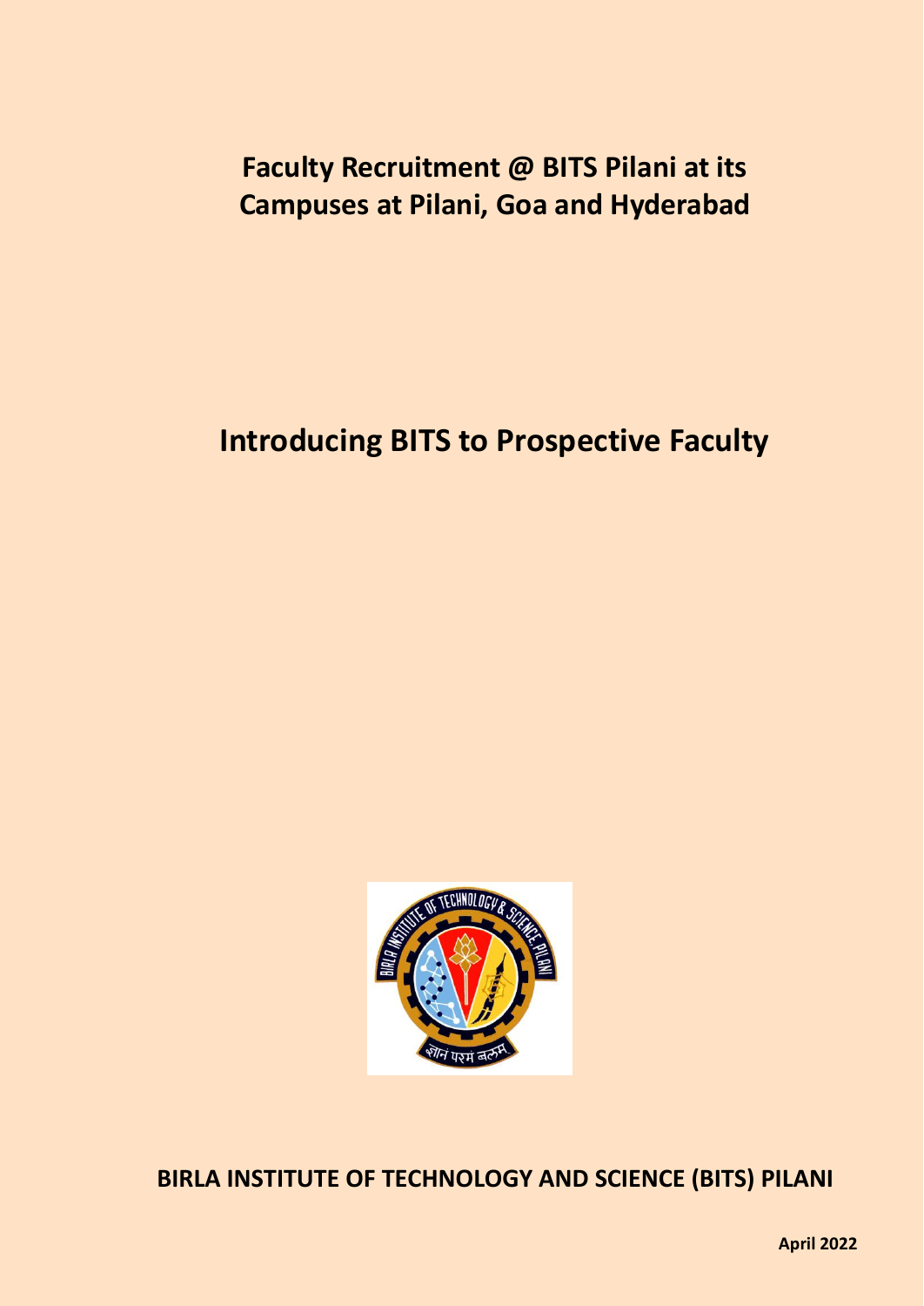# Faculty Recruitment @ BITS Pilani at its Campuses at Pilani, Goa and Hyderabad

## Introducing BITS to Prospective Faculty

**BIRLA INSTITUTE OF TECHNOLOGY AND SCIENCE (BITS) PILANI**

**April 2022**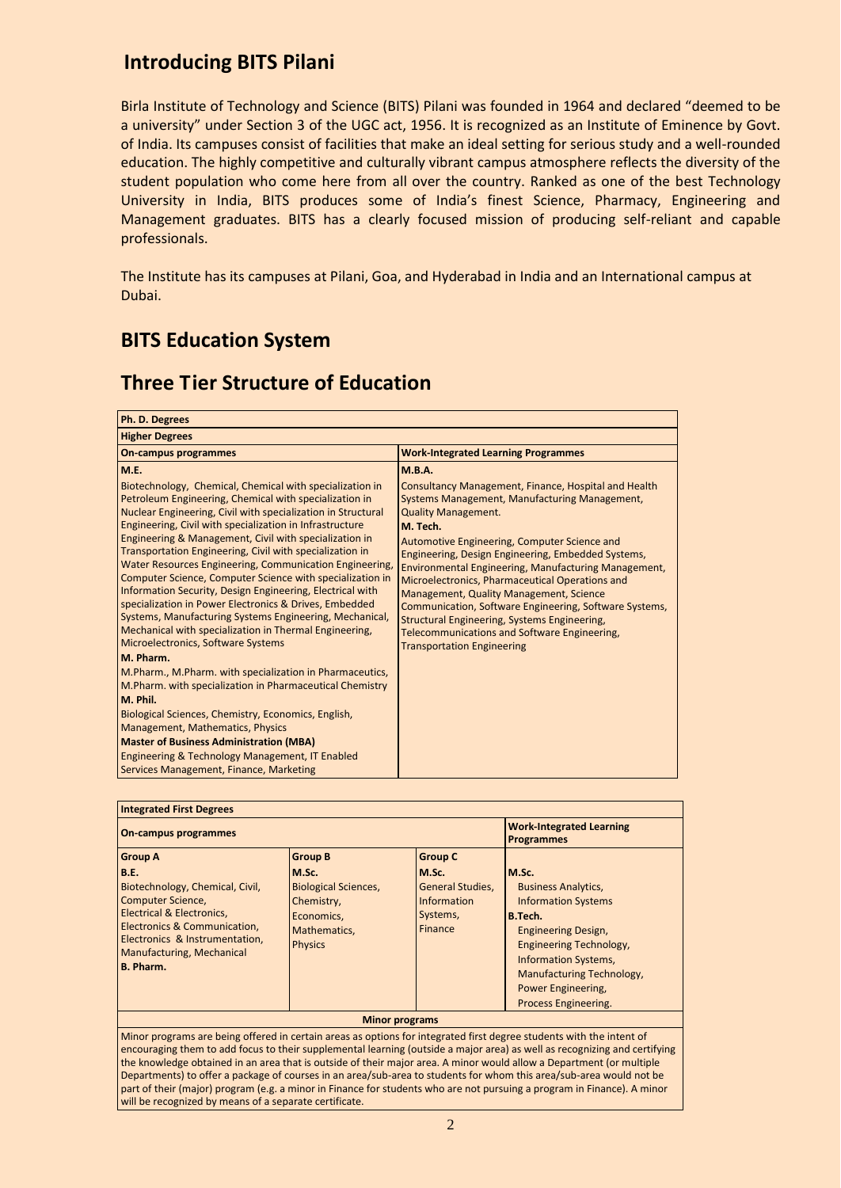## Introducing BITS Pilani

Birla Institute of Technology and Science (BITS) Pilani was founded in 1964 and declared "deemed to be a university" under Section 3 of the UGC act, 1956. It is recognized as an Institute of Eminence by Govt. of India. Its campuses consist of facilities that make an ideal setting for serious study and a well-rounded education. The highly competitive and culturally vibrant campus atmosphere reflects the diversity of the student population who come here from all over the country. Ranked as one of the best Technology University in India, BITS produces some of India's finest Science, Pharmacy, Engineering and Management graduates. BITS has a clearly focused mission of producing self-reliant and capable professionals.

The Institute has its campuses at Pilani, Goa, and Hyderabad in India and an International campus at Dubai.

## BITS Education System

## Three Tier Structure of Education

| **Ph. D. Degrees** | |
|---|---|
| **Higher Degrees** | |
| **On-campus programmes** | **Work-Integrated Learning Programmes** |
| **M.E.**<br>Biotechnology, Chemical, Chemical with specialization in Petroleum Engineering, Chemical with specialization in Nuclear Engineering, Civil with specialization in Structural Engineering, Civil with specialization in Infrastructure Engineering & Management, Civil with specialization in Transportation Engineering, Civil with specialization in Water Resources Engineering, Communication Engineering, Computer Science, Computer Science with specialization in Information Security, Design Engineering, Electrical with specialization in Power Electronics & Drives, Embedded Systems, Manufacturing Systems Engineering, Mechanical, Mechanical with specialization in Thermal Engineering, Microelectronics, Software Systems<br>**M. Pharm.**<br>M.Pharm., M.Pharm. with specialization in Pharmaceutics, M.Pharm. with specialization in Pharmaceutical Chemistry<br>**M. Phil.**<br>Biological Sciences, Chemistry, Economics, English, Management, Mathematics, Physics<br>**Master of Business Administration (MBA)**<br>Engineering & Technology Management, IT Enabled Services Management, Finance, Marketing | **M.B.A.**<br>Consultancy Management, Finance, Hospital and Health Systems Management, Manufacturing Management, Quality Management.<br>**M. Tech.**<br>Automotive Engineering, Computer Science and Engineering, Design Engineering, Embedded Systems, Environmental Engineering, Manufacturing Management, Microelectronics, Pharmaceutical Operations and Management, Quality Management, Science Communication, Software Engineering, Software Systems, Structural Engineering, Systems Engineering, Telecommunications and Software Engineering, Transportation Engineering |

| **Integrated First Degrees** | | | |
|---|---|---|---|
| **On-campus programmes** | | | **Work-Integrated Learning Programmes** |
| **Group A**<br>**B.E.**<br>Biotechnology, Chemical, Civil, Computer Science, Electrical & Electronics, Electronics & Communication, Electronics & Instrumentation, Manufacturing, Mechanical<br>**B. Pharm.** | **Group B**<br>**M.Sc.**<br>Biological Sciences, Chemistry, Economics, Mathematics, Physics | **Group C**<br>**M.Sc.**<br>General Studies, Information Systems, Finance | **M.Sc.**<br>Business Analytics, Information Systems<br>**B.Tech.**<br>Engineering Design, Engineering Technology, Information Systems, Manufacturing Technology, Power Engineering, Process Engineering. |
| **Minor programs** | | | |
| Minor programs are being offered in certain areas as options for integrated first degree students with the intent of encouraging them to add focus to their supplemental learning (outside a major area) as well as recognizing and certifying the knowledge obtained in an area that is outside of their major area. A minor would allow a Department (or multiple Departments) to offer a package of courses in an area/sub-area to students for whom this area/sub-area would not be part of their (major) program (e.g. a minor in Finance for students who are not pursuing a program in Finance). A minor will be recognized by means of a separate certificate. | | | |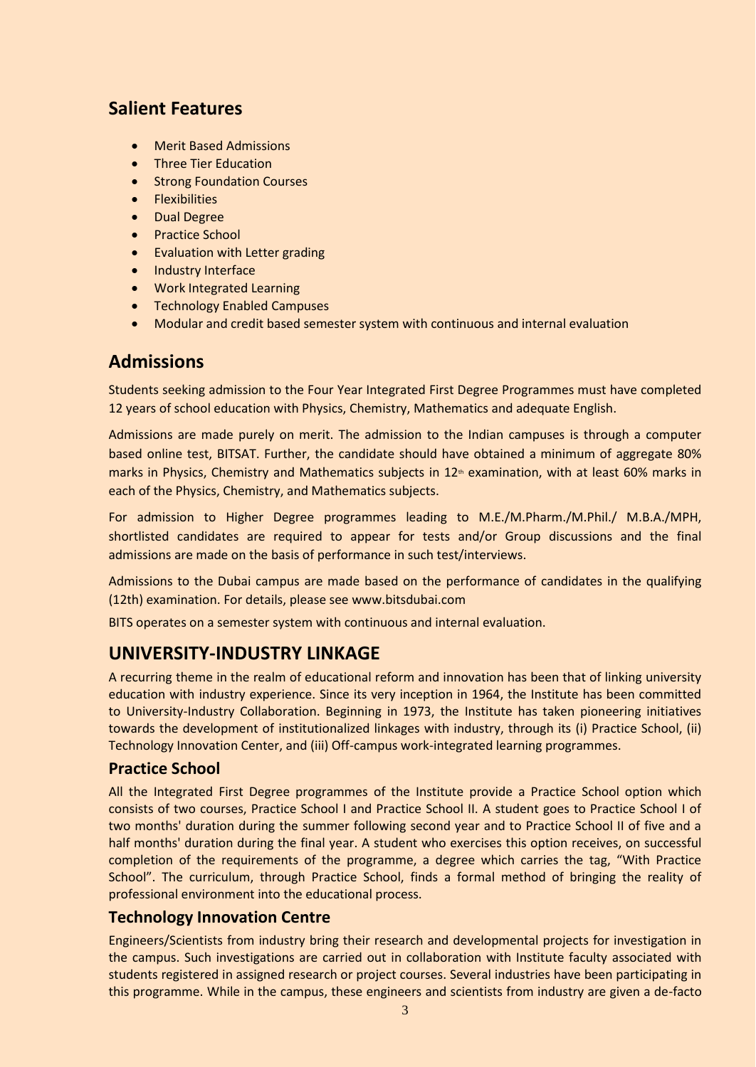## Salient Features

- Merit Based Admissions
- Three Tier Education
- Strong Foundation Courses
- Flexibilities
- Dual Degree
- Practice School
- Evaluation with Letter grading
- Industry Interface
- Work Integrated Learning
- Technology Enabled Campuses
- Modular and credit based semester system with continuous and internal evaluation

## Admissions

Students seeking admission to the Four Year Integrated First Degree Programmes must have completed 12 years of school education with Physics, Chemistry, Mathematics and adequate English.

Admissions are made purely on merit. The admission to the Indian campuses is through a computer based online test, BITSAT. Further, the candidate should have obtained a minimum of aggregate 80% marks in Physics, Chemistry and Mathematics subjects in 12th examination, with at least 60% marks in each of the Physics, Chemistry, and Mathematics subjects.

For admission to Higher Degree programmes leading to M.E./M.Pharm./M.Phil./ M.B.A./MPH, shortlisted candidates are required to appear for tests and/or Group discussions and the final admissions are made on the basis of performance in such test/interviews.

Admissions to the Dubai campus are made based on the performance of candidates in the qualifying (12th) examination. For details, please see www.bitsdubai.com

BITS operates on a semester system with continuous and internal evaluation.

## UNIVERSITY-INDUSTRY LINKAGE

A recurring theme in the realm of educational reform and innovation has been that of linking university education with industry experience. Since its very inception in 1964, the Institute has been committed to University-Industry Collaboration. Beginning in 1973, the Institute has taken pioneering initiatives towards the development of institutionalized linkages with industry, through its (i) Practice School, (ii) Technology Innovation Center, and (iii) Off-campus work-integrated learning programmes.

### Practice School

All the Integrated First Degree programmes of the Institute provide a Practice School option which consists of two courses, Practice School I and Practice School II. A student goes to Practice School I of two months' duration during the summer following second year and to Practice School II of five and a half months' duration during the final year. A student who exercises this option receives, on successful completion of the requirements of the programme, a degree which carries the tag, "With Practice School". The curriculum, through Practice School, finds a formal method of bringing the reality of professional environment into the educational process.

### Technology Innovation Centre

Engineers/Scientists from industry bring their research and developmental projects for investigation in the campus. Such investigations are carried out in collaboration with Institute faculty associated with students registered in assigned research or project courses. Several industries have been participating in this programme. While in the campus, these engineers and scientists from industry are given a de-facto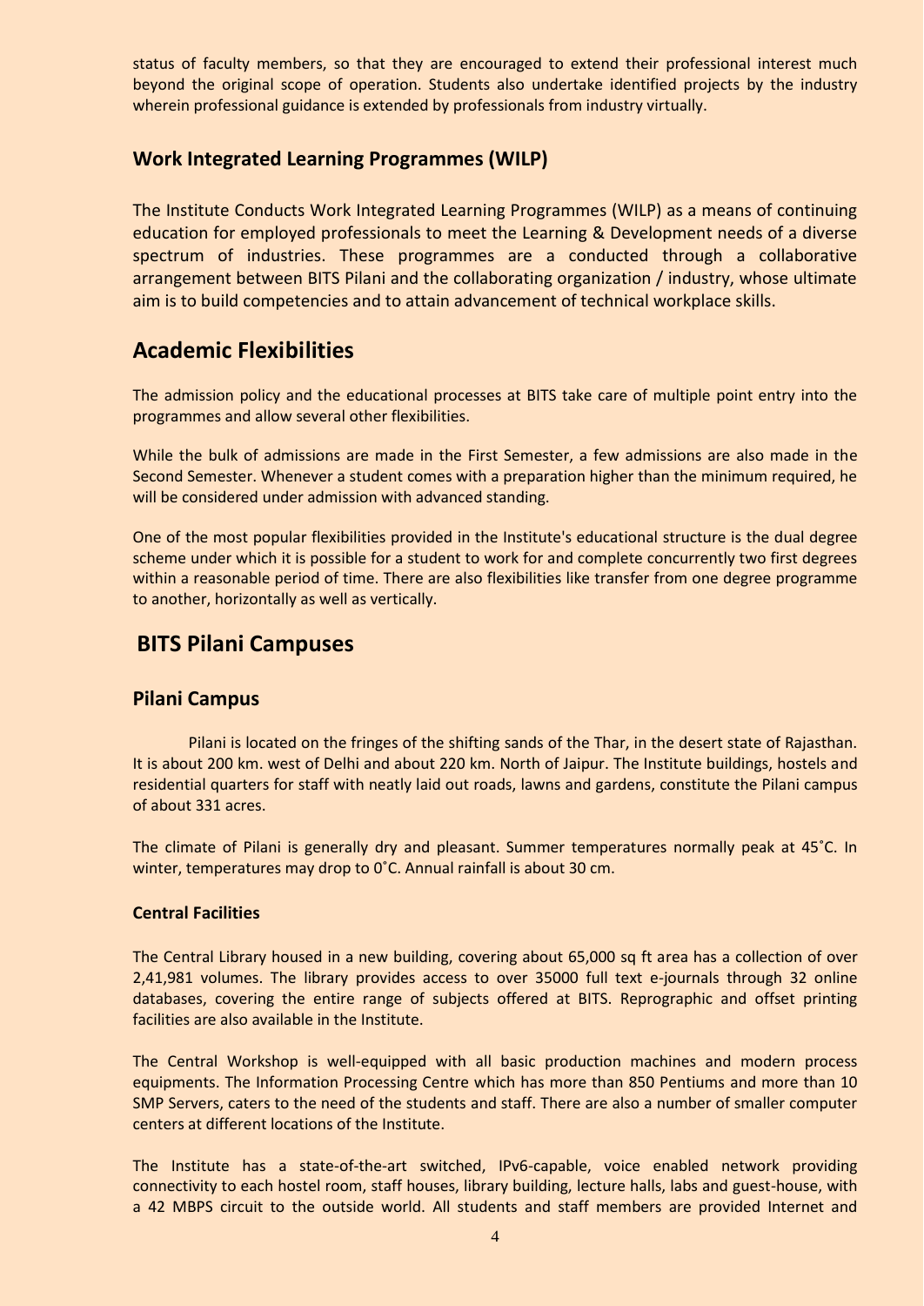status of faculty members, so that they are encouraged to extend their professional interest much beyond the original scope of operation. Students also undertake identified projects by the industry wherein professional guidance is extended by professionals from industry virtually.

### Work Integrated Learning Programmes (WILP)

The Institute Conducts Work Integrated Learning Programmes (WILP) as a means of continuing education for employed professionals to meet the Learning & Development needs of a diverse spectrum of industries. These programmes are a conducted through a collaborative arrangement between BITS Pilani and the collaborating organization / industry, whose ultimate aim is to build competencies and to attain advancement of technical workplace skills.

## Academic Flexibilities

The admission policy and the educational processes at BITS take care of multiple point entry into the programmes and allow several other flexibilities.

While the bulk of admissions are made in the First Semester, a few admissions are also made in the Second Semester. Whenever a student comes with a preparation higher than the minimum required, he will be considered under admission with advanced standing.

One of the most popular flexibilities provided in the Institute's educational structure is the dual degree scheme under which it is possible for a student to work for and complete concurrently two first degrees within a reasonable period of time. There are also flexibilities like transfer from one degree programme to another, horizontally as well as vertically.

## BITS Pilani Campuses

### Pilani Campus

Pilani is located on the fringes of the shifting sands of the Thar, in the desert state of Rajasthan. It is about 200 km. west of Delhi and about 220 km. North of Jaipur. The Institute buildings, hostels and residential quarters for staff with neatly laid out roads, lawns and gardens, constitute the Pilani campus of about 331 acres.

The climate of Pilani is generally dry and pleasant. Summer temperatures normally peak at 45˚C. In winter, temperatures may drop to 0˚C. Annual rainfall is about 30 cm.

#### Central Facilities

The Central Library housed in a new building, covering about 65,000 sq ft area has a collection of over 2,41,981 volumes. The library provides access to over 35000 full text e-journals through 32 online databases, covering the entire range of subjects offered at BITS. Reprographic and offset printing facilities are also available in the Institute.

The Central Workshop is well-equipped with all basic production machines and modern process equipments. The Information Processing Centre which has more than 850 Pentiums and more than 10 SMP Servers, caters to the need of the students and staff. There are also a number of smaller computer centers at different locations of the Institute.

The Institute has a state-of-the-art switched, IPv6-capable, voice enabled network providing connectivity to each hostel room, staff houses, library building, lecture halls, labs and guest-house, with a 42 MBPS circuit to the outside world. All students and staff members are provided Internet and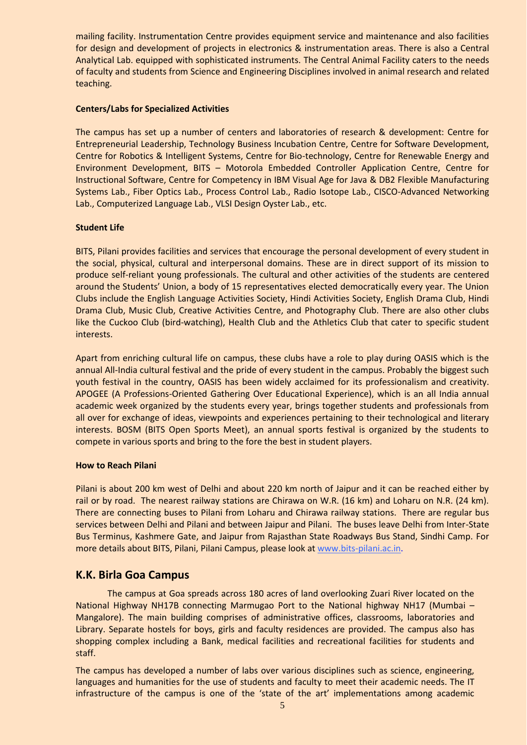mailing facility. Instrumentation Centre provides equipment service and maintenance and also facilities for design and development of projects in electronics & instrumentation areas. There is also a Central Analytical Lab. equipped with sophisticated instruments. The Central Animal Facility caters to the needs of faculty and students from Science and Engineering Disciplines involved in animal research and related teaching.

**Centers/Labs for Specialized Activities**

The campus has set up a number of centers and laboratories of research & development: Centre for Entrepreneurial Leadership, Technology Business Incubation Centre, Centre for Software Development, Centre for Robotics & Intelligent Systems, Centre for Bio-technology, Centre for Renewable Energy and Environment Development, BITS – Motorola Embedded Controller Application Centre, Centre for Instructional Software, Centre for Competency in IBM Visual Age for Java & DB2 Flexible Manufacturing Systems Lab., Fiber Optics Lab., Process Control Lab., Radio Isotope Lab., CISCO-Advanced Networking Lab., Computerized Language Lab., VLSI Design Oyster Lab., etc.

**Student Life**

BITS, Pilani provides facilities and services that encourage the personal development of every student in the social, physical, cultural and interpersonal domains. These are in direct support of its mission to produce self-reliant young professionals. The cultural and other activities of the students are centered around the Students' Union, a body of 15 representatives elected democratically every year. The Union Clubs include the English Language Activities Society, Hindi Activities Society, English Drama Club, Hindi Drama Club, Music Club, Creative Activities Centre, and Photography Club. There are also other clubs like the Cuckoo Club (bird-watching), Health Club and the Athletics Club that cater to specific student interests.

Apart from enriching cultural life on campus, these clubs have a role to play during OASIS which is the annual All-India cultural festival and the pride of every student in the campus. Probably the biggest such youth festival in the country, OASIS has been widely acclaimed for its professionalism and creativity. APOGEE (A Professions-Oriented Gathering Over Educational Experience), which is an all India annual academic week organized by the students every year, brings together students and professionals from all over for exchange of ideas, viewpoints and experiences pertaining to their technological and literary interests. BOSM (BITS Open Sports Meet), an annual sports festival is organized by the students to compete in various sports and bring to the fore the best in student players.

**How to Reach Pilani**

Pilani is about 200 km west of Delhi and about 220 km north of Jaipur and it can be reached either by rail or by road. The nearest railway stations are Chirawa on W.R. (16 km) and Loharu on N.R. (24 km). There are connecting buses to Pilani from Loharu and Chirawa railway stations. There are regular bus services between Delhi and Pilani and between Jaipur and Pilani. The buses leave Delhi from Inter-State Bus Terminus, Kashmere Gate, and Jaipur from Rajasthan State Roadways Bus Stand, Sindhi Camp. For more details about BITS, Pilani, Pilani Campus, please look at www.bits-pilani.ac.in.

## K.K. Birla Goa Campus

The campus at Goa spreads across 180 acres of land overlooking Zuari River located on the National Highway NH17B connecting Marmugao Port to the National highway NH17 (Mumbai – Mangalore). The main building comprises of administrative offices, classrooms, laboratories and Library. Separate hostels for boys, girls and faculty residences are provided. The campus also has shopping complex including a Bank, medical facilities and recreational facilities for students and staff.

The campus has developed a number of labs over various disciplines such as science, engineering, languages and humanities for the use of students and faculty to meet their academic needs. The IT infrastructure of the campus is one of the 'state of the art' implementations among academic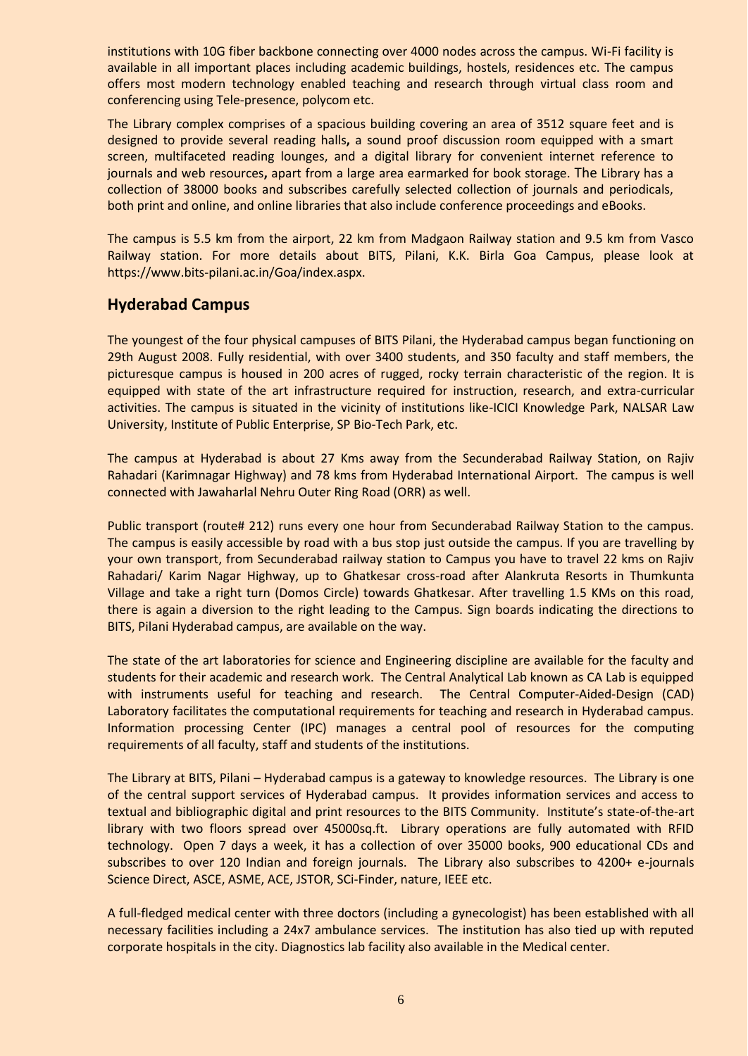institutions with 10G fiber backbone connecting over 4000 nodes across the campus. Wi-Fi facility is available in all important places including academic buildings, hostels, residences etc. The campus offers most modern technology enabled teaching and research through virtual class room and conferencing using Tele-presence, polycom etc.

The Library complex comprises of a spacious building covering an area of 3512 square feet and is designed to provide several reading halls**,** a sound proof discussion room equipped with a smart screen, multifaceted reading lounges, and a digital library for convenient internet reference to journals and web resources**,** apart from a large area earmarked for book storage. The Library has a collection of 38000 books and subscribes carefully selected collection of journals and periodicals, both print and online, and online libraries that also include conference proceedings and eBooks.

The campus is 5.5 km from the airport, 22 km from Madgaon Railway station and 9.5 km from Vasco Railway station. For more details about BITS, Pilani, K.K. Birla Goa Campus, please look at https://www.bits-pilani.ac.in/Goa/index.aspx.

## Hyderabad Campus

The youngest of the four physical campuses of BITS Pilani, the Hyderabad campus began functioning on 29th August 2008. Fully residential, with over 3400 students, and 350 faculty and staff members, the picturesque campus is housed in 200 acres of rugged, rocky terrain characteristic of the region. It is equipped with state of the art infrastructure required for instruction, research, and extra-curricular activities. The campus is situated in the vicinity of institutions like-ICICI Knowledge Park, NALSAR Law University, Institute of Public Enterprise, SP Bio-Tech Park, etc.

The campus at Hyderabad is about 27 Kms away from the Secunderabad Railway Station, on Rajiv Rahadari (Karimnagar Highway) and 78 kms from Hyderabad International Airport. The campus is well connected with Jawaharlal Nehru Outer Ring Road (ORR) as well.

Public transport (route# 212) runs every one hour from Secunderabad Railway Station to the campus. The campus is easily accessible by road with a bus stop just outside the campus. If you are travelling by your own transport, from Secunderabad railway station to Campus you have to travel 22 kms on Rajiv Rahadari/ Karim Nagar Highway, up to Ghatkesar cross-road after Alankruta Resorts in Thumkunta Village and take a right turn (Domos Circle) towards Ghatkesar. After travelling 1.5 KMs on this road, there is again a diversion to the right leading to the Campus. Sign boards indicating the directions to BITS, Pilani Hyderabad campus, are available on the way.

The state of the art laboratories for science and Engineering discipline are available for the faculty and students for their academic and research work. The Central Analytical Lab known as CA Lab is equipped with instruments useful for teaching and research. The Central Computer-Aided-Design (CAD) Laboratory facilitates the computational requirements for teaching and research in Hyderabad campus. Information processing Center (IPC) manages a central pool of resources for the computing requirements of all faculty, staff and students of the institutions.

The Library at BITS, Pilani – Hyderabad campus is a gateway to knowledge resources. The Library is one of the central support services of Hyderabad campus. It provides information services and access to textual and bibliographic digital and print resources to the BITS Community. Institute's state-of-the-art library with two floors spread over 45000sq.ft. Library operations are fully automated with RFID technology. Open 7 days a week, it has a collection of over 35000 books, 900 educational CDs and subscribes to over 120 Indian and foreign journals. The Library also subscribes to 4200+ e-journals Science Direct, ASCE, ASME, ACE, JSTOR, SCi-Finder, nature, IEEE etc.

A full-fledged medical center with three doctors (including a gynecologist) has been established with all necessary facilities including a 24x7 ambulance services. The institution has also tied up with reputed corporate hospitals in the city. Diagnostics lab facility also available in the Medical center.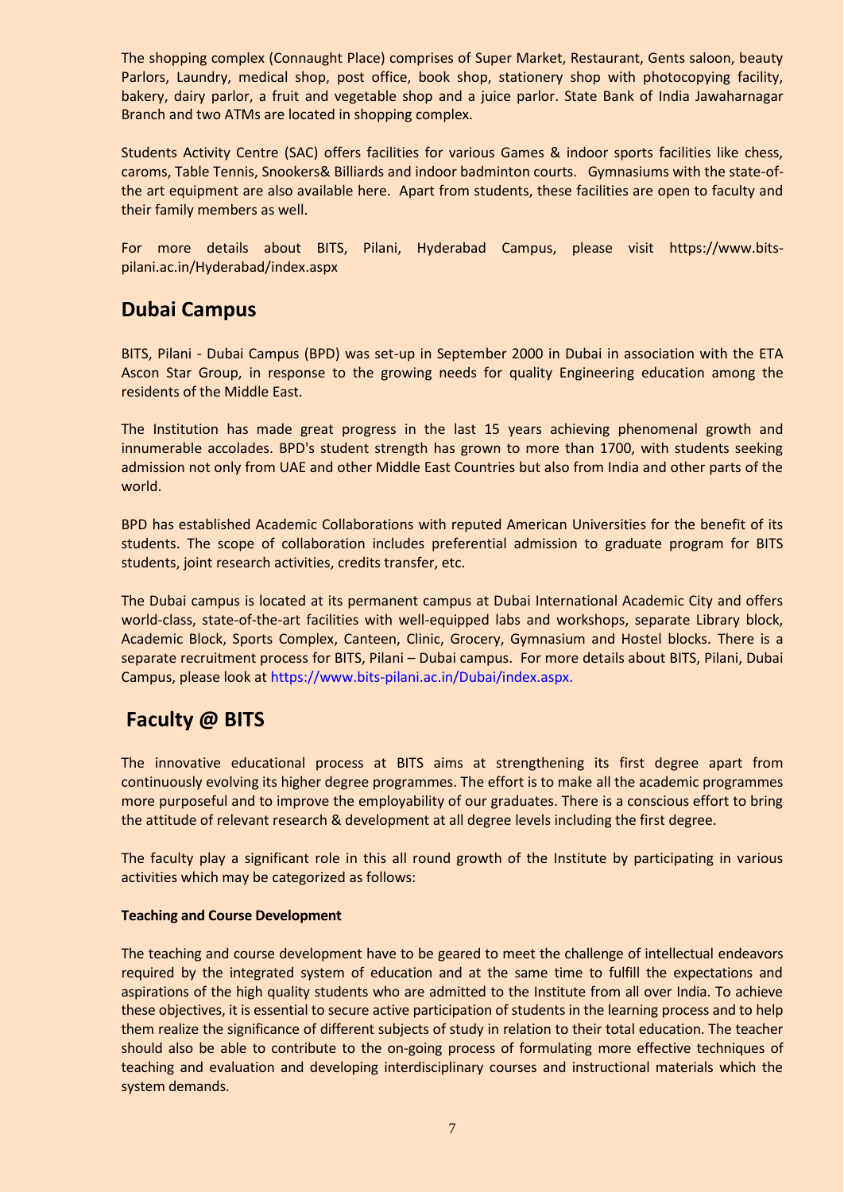The shopping complex (Connaught Place) comprises of Super Market, Restaurant, Gents saloon, beauty Parlors, Laundry, medical shop, post office, book shop, stationery shop with photocopying facility, bakery, dairy parlor, a fruit and vegetable shop and a juice parlor. State Bank of India Jawaharnagar Branch and two ATMs are located in shopping complex.

Students Activity Centre (SAC) offers facilities for various Games & indoor sports facilities like chess, caroms, Table Tennis, Snookers& Billiards and indoor badminton courts. Gymnasiums with the state-of-the art equipment are also available here. Apart from students, these facilities are open to faculty and their family members as well.

For more details about BITS, Pilani, Hyderabad Campus, please visit https://www.bits-pilani.ac.in/Hyderabad/index.aspx

## Dubai Campus

BITS, Pilani - Dubai Campus (BPD) was set-up in September 2000 in Dubai in association with the ETA Ascon Star Group, in response to the growing needs for quality Engineering education among the residents of the Middle East.

The Institution has made great progress in the last 15 years achieving phenomenal growth and innumerable accolades. BPD's student strength has grown to more than 1700, with students seeking admission not only from UAE and other Middle East Countries but also from India and other parts of the world.

BPD has established Academic Collaborations with reputed American Universities for the benefit of its students. The scope of collaboration includes preferential admission to graduate program for BITS students, joint research activities, credits transfer, etc.

The Dubai campus is located at its permanent campus at Dubai International Academic City and offers world-class, state-of-the-art facilities with well-equipped labs and workshops, separate Library block, Academic Block, Sports Complex, Canteen, Clinic, Grocery, Gymnasium and Hostel blocks. There is a separate recruitment process for BITS, Pilani – Dubai campus. For more details about BITS, Pilani, Dubai Campus, please look at https://www.bits-pilani.ac.in/Dubai/index.aspx.

## Faculty @ BITS

The innovative educational process at BITS aims at strengthening its first degree apart from continuously evolving its higher degree programmes. The effort is to make all the academic programmes more purposeful and to improve the employability of our graduates. There is a conscious effort to bring the attitude of relevant research & development at all degree levels including the first degree.

The faculty play a significant role in this all round growth of the Institute by participating in various activities which may be categorized as follows:

**Teaching and Course Development**

The teaching and course development have to be geared to meet the challenge of intellectual endeavors required by the integrated system of education and at the same time to fulfill the expectations and aspirations of the high quality students who are admitted to the Institute from all over India. To achieve these objectives, it is essential to secure active participation of students in the learning process and to help them realize the significance of different subjects of study in relation to their total education. The teacher should also be able to contribute to the on-going process of formulating more effective techniques of teaching and evaluation and developing interdisciplinary courses and instructional materials which the system demands.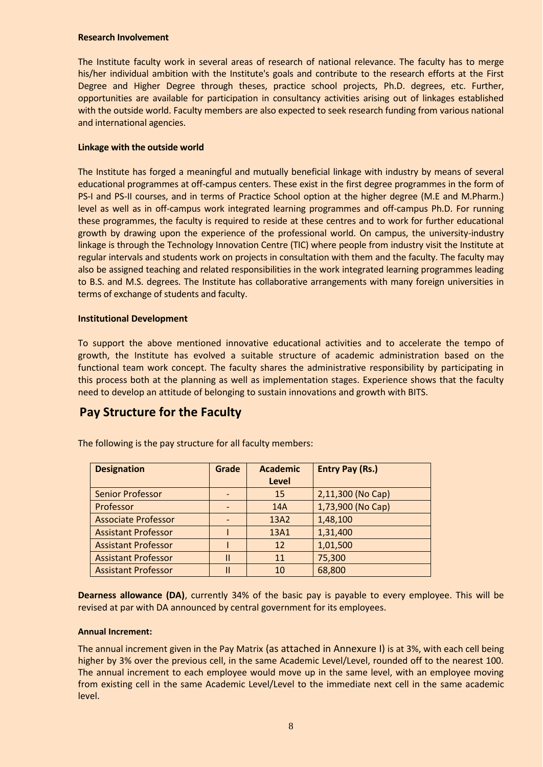**Research Involvement**

The Institute faculty work in several areas of research of national relevance. The faculty has to merge his/her individual ambition with the Institute's goals and contribute to the research efforts at the First Degree and Higher Degree through theses, practice school projects, Ph.D. degrees, etc. Further, opportunities are available for participation in consultancy activities arising out of linkages established with the outside world. Faculty members are also expected to seek research funding from various national and international agencies.

**Linkage with the outside world**

The Institute has forged a meaningful and mutually beneficial linkage with industry by means of several educational programmes at off-campus centers. These exist in the first degree programmes in the form of PS-I and PS-II courses, and in terms of Practice School option at the higher degree (M.E and M.Pharm.) level as well as in off-campus work integrated learning programmes and off-campus Ph.D. For running these programmes, the faculty is required to reside at these centres and to work for further educational growth by drawing upon the experience of the professional world. On campus, the university-industry linkage is through the Technology Innovation Centre (TIC) where people from industry visit the Institute at regular intervals and students work on projects in consultation with them and the faculty. The faculty may also be assigned teaching and related responsibilities in the work integrated learning programmes leading to B.S. and M.S. degrees. The Institute has collaborative arrangements with many foreign universities in terms of exchange of students and faculty.

**Institutional Development**

To support the above mentioned innovative educational activities and to accelerate the tempo of growth, the Institute has evolved a suitable structure of academic administration based on the functional team work concept. The faculty shares the administrative responsibility by participating in this process both at the planning as well as implementation stages. Experience shows that the faculty need to develop an attitude of belonging to sustain innovations and growth with BITS.

## Pay Structure for the Faculty

The following is the pay structure for all faculty members:

| Designation | Grade | Academic Level | Entry Pay (Rs.) |
|---|---|---|---|
| Senior Professor | - | 15 | 2,11,300 (No Cap) |
| Professor | - | 14A | 1,73,900 (No Cap) |
| Associate Professor | - | 13A2 | 1,48,100 |
| Assistant Professor | I | 13A1 | 1,31,400 |
| Assistant Professor | I | 12 | 1,01,500 |
| Assistant Professor | II | 11 | 75,300 |
| Assistant Professor | II | 10 | 68,800 |

**Dearness allowance (DA)**, currently 34% of the basic pay is payable to every employee. This will be revised at par with DA announced by central government for its employees.

**Annual Increment:**

The annual increment given in the Pay Matrix (as attached in Annexure I) is at 3%, with each cell being higher by 3% over the previous cell, in the same Academic Level/Level, rounded off to the nearest 100. The annual increment to each employee would move up in the same level, with an employee moving from existing cell in the same Academic Level/Level to the immediate next cell in the same academic level.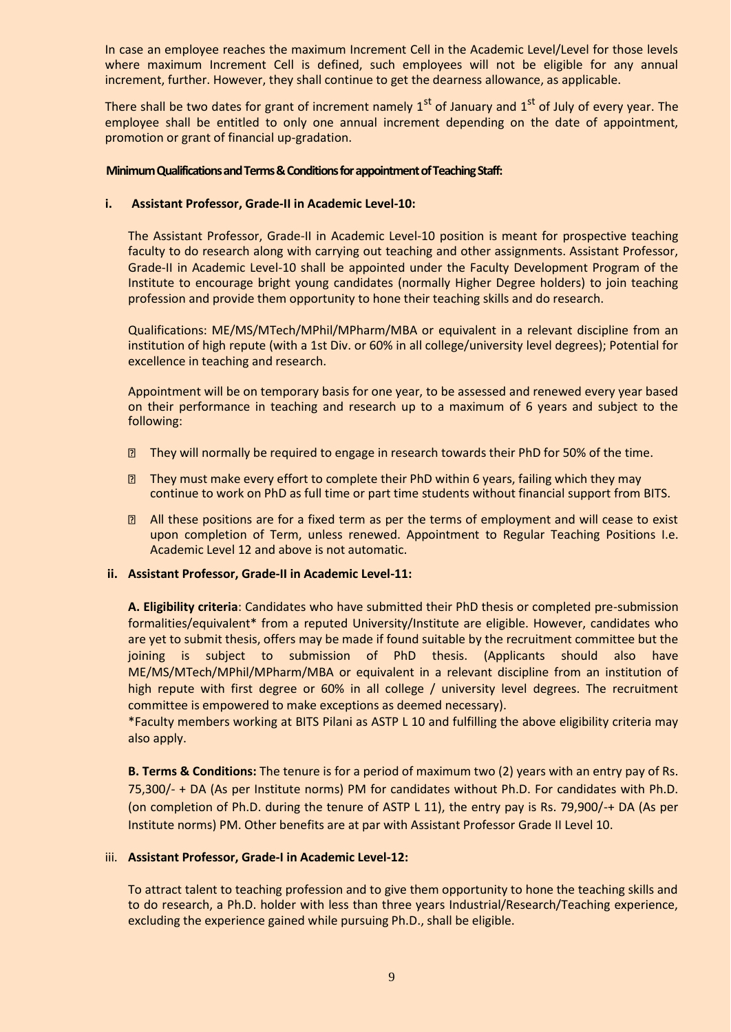In case an employee reaches the maximum Increment Cell in the Academic Level/Level for those levels where maximum Increment Cell is defined, such employees will not be eligible for any annual increment, further. However, they shall continue to get the dearness allowance, as applicable.

There shall be two dates for grant of increment namely 1st of January and 1st of July of every year. The employee shall be entitled to only one annual increment depending on the date of appointment, promotion or grant of financial up-gradation.

**Minimum Qualifications and Terms & Conditions for appointment of Teaching Staff:**

**i. Assistant Professor, Grade-II in Academic Level-10:**

The Assistant Professor, Grade-II in Academic Level-10 position is meant for prospective teaching faculty to do research along with carrying out teaching and other assignments. Assistant Professor, Grade-II in Academic Level-10 shall be appointed under the Faculty Development Program of the Institute to encourage bright young candidates (normally Higher Degree holders) to join teaching profession and provide them opportunity to hone their teaching skills and do research.

Qualifications: ME/MS/MTech/MPhil/MPharm/MBA or equivalent in a relevant discipline from an institution of high repute (with a 1st Div. or 60% in all college/university level degrees); Potential for excellence in teaching and research.

Appointment will be on temporary basis for one year, to be assessed and renewed every year based on their performance in teaching and research up to a maximum of 6 years and subject to the following:

- They will normally be required to engage in research towards their PhD for 50% of the time.
- They must make every effort to complete their PhD within 6 years, failing which they may continue to work on PhD as full time or part time students without financial support from BITS.
- All these positions are for a fixed term as per the terms of employment and will cease to exist upon completion of Term, unless renewed. Appointment to Regular Teaching Positions I.e. Academic Level 12 and above is not automatic.

**ii. Assistant Professor, Grade-II in Academic Level-11:**

**A. Eligibility criteria**: Candidates who have submitted their PhD thesis or completed pre-submission formalities/equivalent* from a reputed University/Institute are eligible. However, candidates who are yet to submit thesis, offers may be made if found suitable by the recruitment committee but the joining is subject to submission of PhD thesis. (Applicants should also have ME/MS/MTech/MPhil/MPharm/MBA or equivalent in a relevant discipline from an institution of high repute with first degree or 60% in all college / university level degrees. The recruitment committee is empowered to make exceptions as deemed necessary).
*Faculty members working at BITS Pilani as ASTP L 10 and fulfilling the above eligibility criteria may also apply.

**B. Terms & Conditions:** The tenure is for a period of maximum two (2) years with an entry pay of Rs. 75,300/- + DA (As per Institute norms) PM for candidates without Ph.D. For candidates with Ph.D. (on completion of Ph.D. during the tenure of ASTP L 11), the entry pay is Rs. 79,900/-+ DA (As per Institute norms) PM. Other benefits are at par with Assistant Professor Grade II Level 10.

iii. **Assistant Professor, Grade-I in Academic Level-12:**

To attract talent to teaching profession and to give them opportunity to hone the teaching skills and to do research, a Ph.D. holder with less than three years Industrial/Research/Teaching experience, excluding the experience gained while pursuing Ph.D., shall be eligible.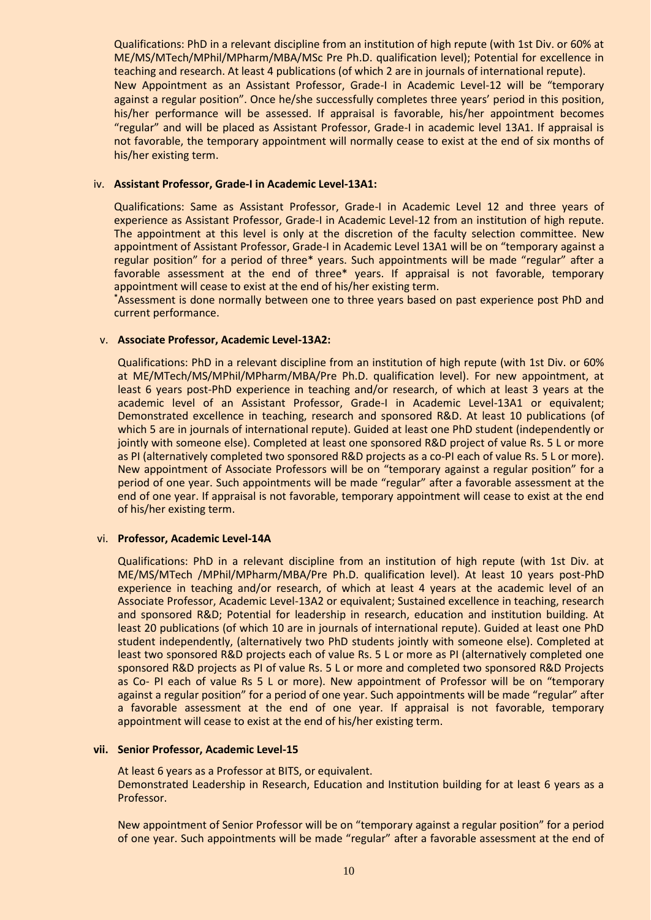Qualifications: PhD in a relevant discipline from an institution of high repute (with 1st Div. or 60% at ME/MS/MTech/MPhil/MPharm/MBA/MSc Pre Ph.D. qualification level); Potential for excellence in teaching and research. At least 4 publications (of which 2 are in journals of international repute).
New Appointment as an Assistant Professor, Grade-I in Academic Level-12 will be "temporary against a regular position". Once he/she successfully completes three years' period in this position, his/her performance will be assessed. If appraisal is favorable, his/her appointment becomes "regular" and will be placed as Assistant Professor, Grade-I in academic level 13A1. If appraisal is not favorable, the temporary appointment will normally cease to exist at the end of six months of his/her existing term.

iv. **Assistant Professor, Grade-I in Academic Level-13A1:**

Qualifications: Same as Assistant Professor, Grade-I in Academic Level 12 and three years of experience as Assistant Professor, Grade-I in Academic Level-12 from an institution of high repute. The appointment at this level is only at the discretion of the faculty selection committee. New appointment of Assistant Professor, Grade-I in Academic Level 13A1 will be on "temporary against a regular position" for a period of three* years. Such appointments will be made "regular" after a favorable assessment at the end of three* years. If appraisal is not favorable, temporary appointment will cease to exist at the end of his/her existing term.
*Assessment is done normally between one to three years based on past experience post PhD and current performance.

v. **Associate Professor, Academic Level-13A2:**

Qualifications: PhD in a relevant discipline from an institution of high repute (with 1st Div. or 60% at ME/MTech/MS/MPhil/MPharm/MBA/Pre Ph.D. qualification level). For new appointment, at least 6 years post-PhD experience in teaching and/or research, of which at least 3 years at the academic level of an Assistant Professor, Grade-I in Academic Level-13A1 or equivalent; Demonstrated excellence in teaching, research and sponsored R&D. At least 10 publications (of which 5 are in journals of international repute). Guided at least one PhD student (independently or jointly with someone else). Completed at least one sponsored R&D project of value Rs. 5 L or more as PI (alternatively completed two sponsored R&D projects as a co-PI each of value Rs. 5 L or more). New appointment of Associate Professors will be on "temporary against a regular position" for a period of one year. Such appointments will be made "regular" after a favorable assessment at the end of one year. If appraisal is not favorable, temporary appointment will cease to exist at the end of his/her existing term.

vi. **Professor, Academic Level-14A**

Qualifications: PhD in a relevant discipline from an institution of high repute (with 1st Div. at ME/MS/MTech /MPhil/MPharm/MBA/Pre Ph.D. qualification level). At least 10 years post-PhD experience in teaching and/or research, of which at least 4 years at the academic level of an Associate Professor, Academic Level-13A2 or equivalent; Sustained excellence in teaching, research and sponsored R&D; Potential for leadership in research, education and institution building. At least 20 publications (of which 10 are in journals of international repute). Guided at least one PhD student independently, (alternatively two PhD students jointly with someone else). Completed at least two sponsored R&D projects each of value Rs. 5 L or more as PI (alternatively completed one sponsored R&D projects as PI of value Rs. 5 L or more and completed two sponsored R&D Projects as Co- PI each of value Rs 5 L or more). New appointment of Professor will be on "temporary against a regular position" for a period of one year. Such appointments will be made "regular" after a favorable assessment at the end of one year. If appraisal is not favorable, temporary appointment will cease to exist at the end of his/her existing term.

**vii. Senior Professor, Academic Level-15**

At least 6 years as a Professor at BITS, or equivalent.
Demonstrated Leadership in Research, Education and Institution building for at least 6 years as a Professor.

New appointment of Senior Professor will be on "temporary against a regular position" for a period of one year. Such appointments will be made "regular" after a favorable assessment at the end of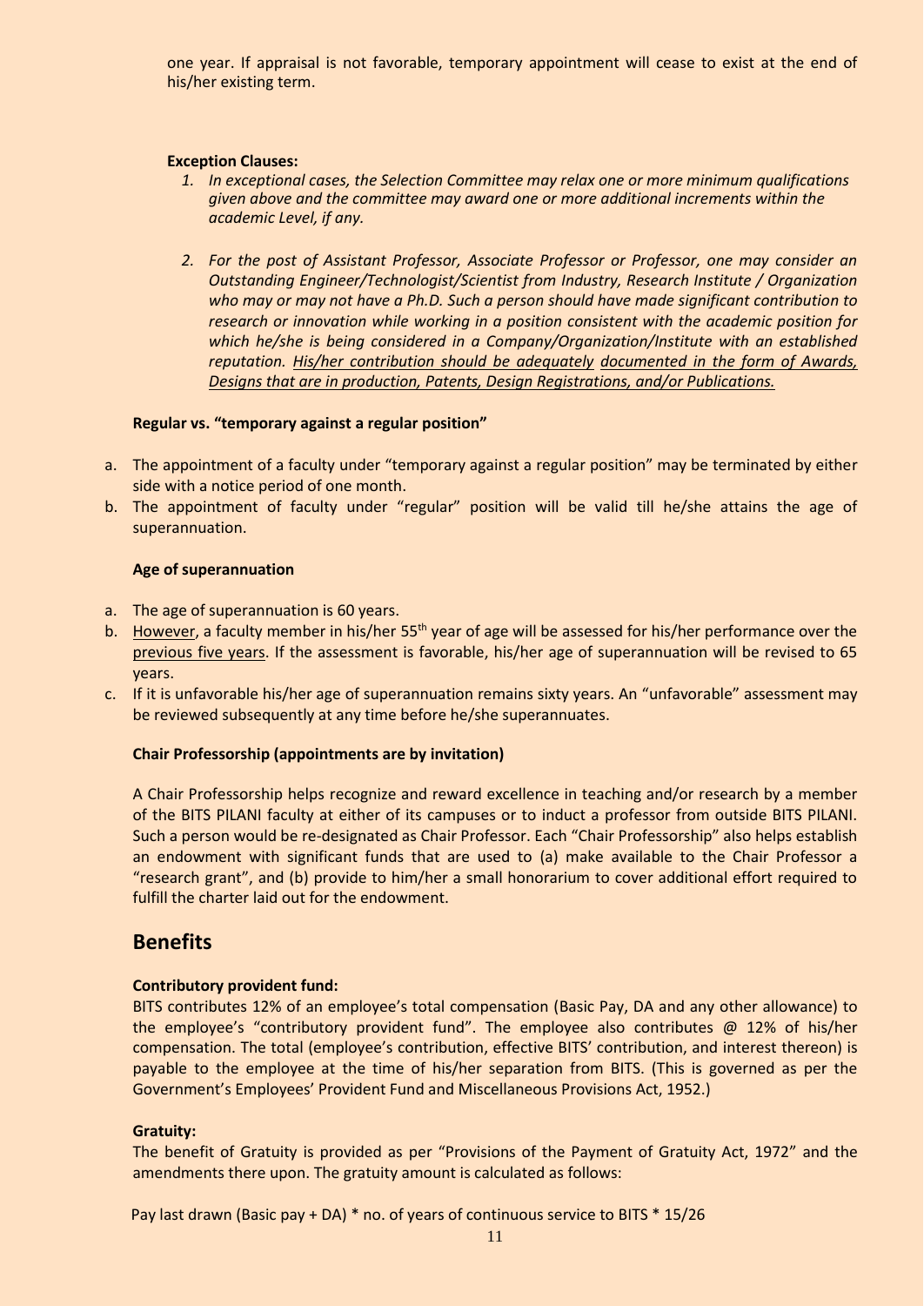one year. If appraisal is not favorable, temporary appointment will cease to exist at the end of his/her existing term.

**Exception Clauses:**

1. *In exceptional cases, the Selection Committee may relax one or more minimum qualifications given above and the committee may award one or more additional increments within the academic Level, if any.*

2. *For the post of Assistant Professor, Associate Professor or Professor, one may consider an Outstanding Engineer/Technologist/Scientist from Industry, Research Institute / Organization who may or may not have a Ph.D. Such a person should have made significant contribution to research or innovation while working in a position consistent with the academic position for which he/she is being considered in a Company/Organization/Institute with an established reputation. His/her contribution should be adequately documented in the form of Awards, Designs that are in production, Patents, Design Registrations, and/or Publications.*

**Regular vs. "temporary against a regular position"**

a. The appointment of a faculty under "temporary against a regular position" may be terminated by either side with a notice period of one month.
b. The appointment of faculty under "regular" position will be valid till he/she attains the age of superannuation.

**Age of superannuation**

a. The age of superannuation is 60 years.
b. However, a faculty member in his/her 55th year of age will be assessed for his/her performance over the previous five years. If the assessment is favorable, his/her age of superannuation will be revised to 65 years.
c. If it is unfavorable his/her age of superannuation remains sixty years. An "unfavorable" assessment may be reviewed subsequently at any time before he/she superannuates.

**Chair Professorship (appointments are by invitation)**

A Chair Professorship helps recognize and reward excellence in teaching and/or research by a member of the BITS PILANI faculty at either of its campuses or to induct a professor from outside BITS PILANI. Such a person would be re-designated as Chair Professor. Each "Chair Professorship" also helps establish an endowment with significant funds that are used to (a) make available to the Chair Professor a "research grant", and (b) provide to him/her a small honorarium to cover additional effort required to fulfill the charter laid out for the endowment.

## Benefits

**Contributory provident fund:**

BITS contributes 12% of an employee's total compensation (Basic Pay, DA and any other allowance) to the employee's "contributory provident fund". The employee also contributes @ 12% of his/her compensation. The total (employee's contribution, effective BITS' contribution, and interest thereon) is payable to the employee at the time of his/her separation from BITS. (This is governed as per the Government's Employees' Provident Fund and Miscellaneous Provisions Act, 1952.)

**Gratuity:**

The benefit of Gratuity is provided as per "Provisions of the Payment of Gratuity Act, 1972" and the amendments there upon. The gratuity amount is calculated as follows:

Pay last drawn (Basic pay + DA) * no. of years of continuous service to BITS * 15/26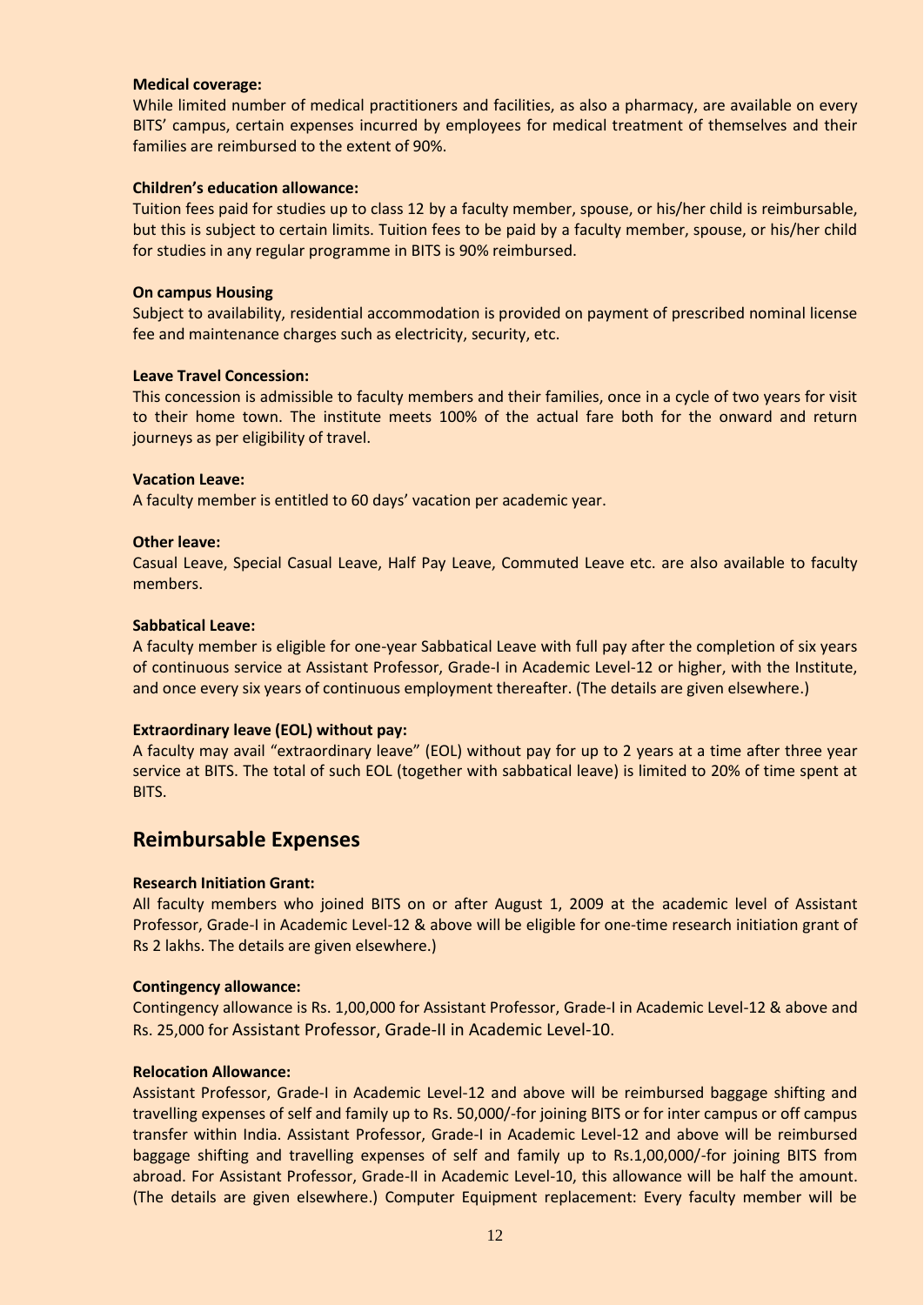**Medical coverage:**

While limited number of medical practitioners and facilities, as also a pharmacy, are available on every BITS' campus, certain expenses incurred by employees for medical treatment of themselves and their families are reimbursed to the extent of 90%.

**Children's education allowance:**

Tuition fees paid for studies up to class 12 by a faculty member, spouse, or his/her child is reimbursable, but this is subject to certain limits. Tuition fees to be paid by a faculty member, spouse, or his/her child for studies in any regular programme in BITS is 90% reimbursed.

**On campus Housing**

Subject to availability, residential accommodation is provided on payment of prescribed nominal license fee and maintenance charges such as electricity, security, etc.

**Leave Travel Concession:**

This concession is admissible to faculty members and their families, once in a cycle of two years for visit to their home town. The institute meets 100% of the actual fare both for the onward and return journeys as per eligibility of travel.

**Vacation Leave:**

A faculty member is entitled to 60 days' vacation per academic year.

**Other leave:**

Casual Leave, Special Casual Leave, Half Pay Leave, Commuted Leave etc. are also available to faculty members.

**Sabbatical Leave:**

A faculty member is eligible for one-year Sabbatical Leave with full pay after the completion of six years of continuous service at Assistant Professor, Grade-I in Academic Level-12 or higher, with the Institute, and once every six years of continuous employment thereafter. (The details are given elsewhere.)

**Extraordinary leave (EOL) without pay:**

A faculty may avail "extraordinary leave" (EOL) without pay for up to 2 years at a time after three year service at BITS. The total of such EOL (together with sabbatical leave) is limited to 20% of time spent at BITS.

## Reimbursable Expenses

**Research Initiation Grant:**

All faculty members who joined BITS on or after August 1, 2009 at the academic level of Assistant Professor, Grade-I in Academic Level-12 & above will be eligible for one-time research initiation grant of Rs 2 lakhs. The details are given elsewhere.)

**Contingency allowance:**

Contingency allowance is Rs. 1,00,000 for Assistant Professor, Grade-I in Academic Level-12 & above and Rs. 25,000 for Assistant Professor, Grade-II in Academic Level-10.

**Relocation Allowance:**

Assistant Professor, Grade-I in Academic Level-12 and above will be reimbursed baggage shifting and travelling expenses of self and family up to Rs. 50,000/-for joining BITS or for inter campus or off campus transfer within India. Assistant Professor, Grade-I in Academic Level-12 and above will be reimbursed baggage shifting and travelling expenses of self and family up to Rs.1,00,000/-for joining BITS from abroad. For Assistant Professor, Grade-II in Academic Level-10, this allowance will be half the amount. (The details are given elsewhere.) Computer Equipment replacement: Every faculty member will be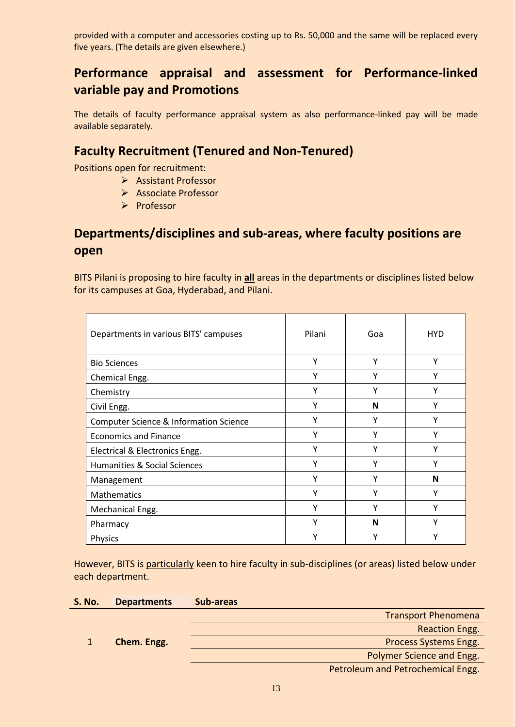provided with a computer and accessories costing up to Rs. 50,000 and the same will be replaced every five years. (The details are given elsewhere.)

## Performance appraisal and assessment for Performance-linked variable pay and Promotions

The details of faculty performance appraisal system as also performance-linked pay will be made available separately.

## Faculty Recruitment (Tenured and Non-Tenured)

Positions open for recruitment:

- Assistant Professor
- Associate Professor
- Professor

## Departments/disciplines and sub-areas, where faculty positions are open

BITS Pilani is proposing to hire faculty in **all** areas in the departments or disciplines listed below for its campuses at Goa, Hyderabad, and Pilani.

| Departments in various BITS' campuses | Pilani | Goa | HYD |
|---|---|---|---|
| Bio Sciences | Y | Y | Y |
| Chemical Engg. | Y | Y | Y |
| Chemistry | Y | Y | Y |
| Civil Engg. | Y | **N** | Y |
| Computer Science & Information Science | Y | Y | Y |
| Economics and Finance | Y | Y | Y |
| Electrical & Electronics Engg. | Y | Y | Y |
| Humanities & Social Sciences | Y | Y | Y |
| Management | Y | Y | **N** |
| Mathematics | Y | Y | Y |
| Mechanical Engg. | Y | Y | Y |
| Pharmacy | Y | **N** | Y |
| Physics | Y | Y | Y |

However, BITS is particularly keen to hire faculty in sub-disciplines (or areas) listed below under each department.

| S. No. | Departments | Sub-areas |
|---|---|---|
| 1 | **Chem. Engg.** | Transport Phenomena |
| | | Reaction Engg. |
| | | Process Systems Engg. |
| | | Polymer Science and Engg. |
| | | Petroleum and Petrochemical Engg. |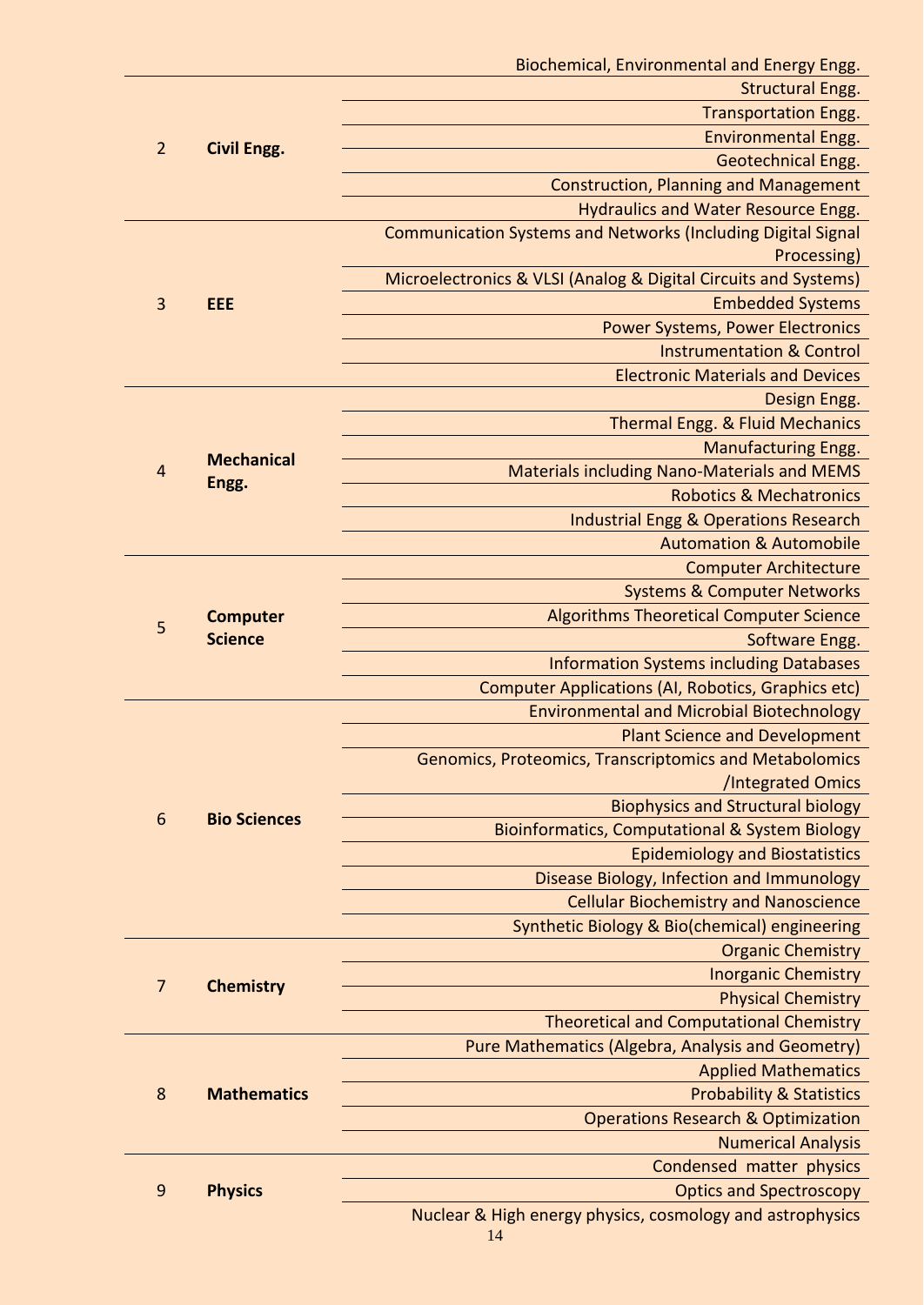| | | |
|---|---|---|
| | | Biochemical, Environmental and Energy Engg. |
| 2 | **Civil Engg.** | Structural Engg. |
| | | Transportation Engg. |
| | | Environmental Engg. |
| | | Geotechnical Engg. |
| | | Construction, Planning and Management |
| | | Hydraulics and Water Resource Engg. |
| 3 | **EEE** | Communication Systems and Networks (Including Digital Signal Processing) |
| | | Microelectronics & VLSI (Analog & Digital Circuits and Systems) |
| | | Embedded Systems |
| | | Power Systems, Power Electronics |
| | | Instrumentation & Control |
| | | Electronic Materials and Devices |
| 4 | **Mechanical Engg.** | Design Engg. |
| | | Thermal Engg. & Fluid Mechanics |
| | | Manufacturing Engg. |
| | | Materials including Nano-Materials and MEMS |
| | | Robotics & Mechatronics |
| | | Industrial Engg & Operations Research |
| | | Automation & Automobile |
| 5 | **Computer Science** | Computer Architecture |
| | | Systems & Computer Networks |
| | | Algorithms Theoretical Computer Science |
| | | Software Engg. |
| | | Information Systems including Databases |
| | | Computer Applications (AI, Robotics, Graphics etc) |
| 6 | **Bio Sciences** | Environmental and Microbial Biotechnology |
| | | Plant Science and Development |
| | | Genomics, Proteomics, Transcriptomics and Metabolomics /Integrated Omics |
| | | Biophysics and Structural biology |
| | | Bioinformatics, Computational & System Biology |
| | | Epidemiology and Biostatistics |
| | | Disease Biology, Infection and Immunology |
| | | Cellular Biochemistry and Nanoscience |
| | | Synthetic Biology & Bio(chemical) engineering |
| 7 | **Chemistry** | Organic Chemistry |
| | | Inorganic Chemistry |
| | | Physical Chemistry |
| | | Theoretical and Computational Chemistry |
| 8 | **Mathematics** | Pure Mathematics (Algebra, Analysis and Geometry) |
| | | Applied Mathematics |
| | | Probability & Statistics |
| | | Operations Research & Optimization |
| | | Numerical Analysis |
| 9 | **Physics** | Condensed matter physics |
| | | Optics and Spectroscopy |
| | | Nuclear & High energy physics, cosmology and astrophysics |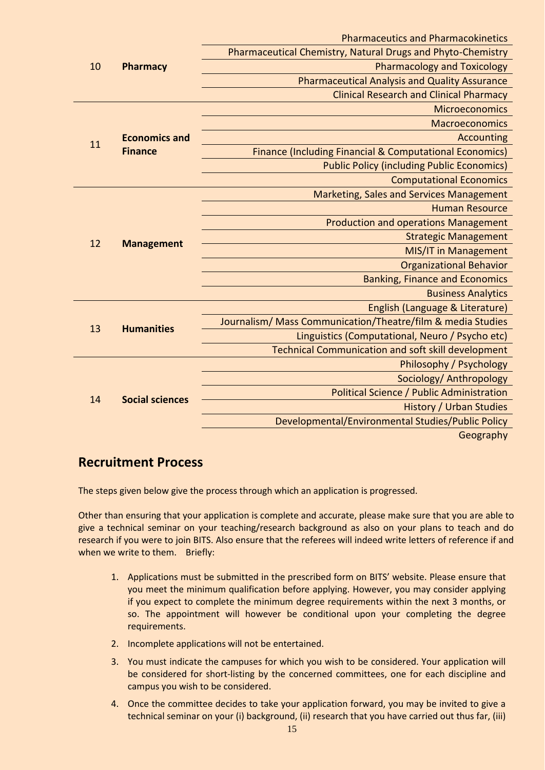| | | |
|---|---|---|
| 10 | **Pharmacy** | Pharmaceutics and Pharmacokinetics |
| | | Pharmaceutical Chemistry, Natural Drugs and Phyto-Chemistry |
| | | Pharmacology and Toxicology |
| | | Pharmaceutical Analysis and Quality Assurance |
| | | Clinical Research and Clinical Pharmacy |
| 11 | **Economics and Finance** | Microeconomics |
| | | Macroeconomics |
| | | Accounting |
| | | Finance (Including Financial & Computational Economics) |
| | | Public Policy (including Public Economics) |
| | | Computational Economics |
| 12 | **Management** | Marketing, Sales and Services Management |
| | | Human Resource |
| | | Production and operations Management |
| | | Strategic Management |
| | | MIS/IT in Management |
| | | Organizational Behavior |
| | | Banking, Finance and Economics |
| | | Business Analytics |
| 13 | **Humanities** | English (Language & Literature) |
| | | Journalism/ Mass Communication/Theatre/film & media Studies |
| | | Linguistics (Computational, Neuro / Psycho etc) |
| | | Technical Communication and soft skill development |
| 14 | **Social sciences** | Philosophy / Psychology |
| | | Sociology/ Anthropology |
| | | Political Science / Public Administration |
| | | History / Urban Studies |
| | | Developmental/Environmental Studies/Public Policy |
| | | Geography |

## Recruitment Process

The steps given below give the process through which an application is progressed.

Other than ensuring that your application is complete and accurate, please make sure that you are able to give a technical seminar on your teaching/research background as also on your plans to teach and do research if you were to join BITS. Also ensure that the referees will indeed write letters of reference if and when we write to them. Briefly:

1. Applications must be submitted in the prescribed form on BITS' website. Please ensure that you meet the minimum qualification before applying. However, you may consider applying if you expect to complete the minimum degree requirements within the next 3 months, or so. The appointment will however be conditional upon your completing the degree requirements.
2. Incomplete applications will not be entertained.
3. You must indicate the campuses for which you wish to be considered. Your application will be considered for short-listing by the concerned committees, one for each discipline and campus you wish to be considered.
4. Once the committee decides to take your application forward, you may be invited to give a technical seminar on your (i) background, (ii) research that you have carried out thus far, (iii)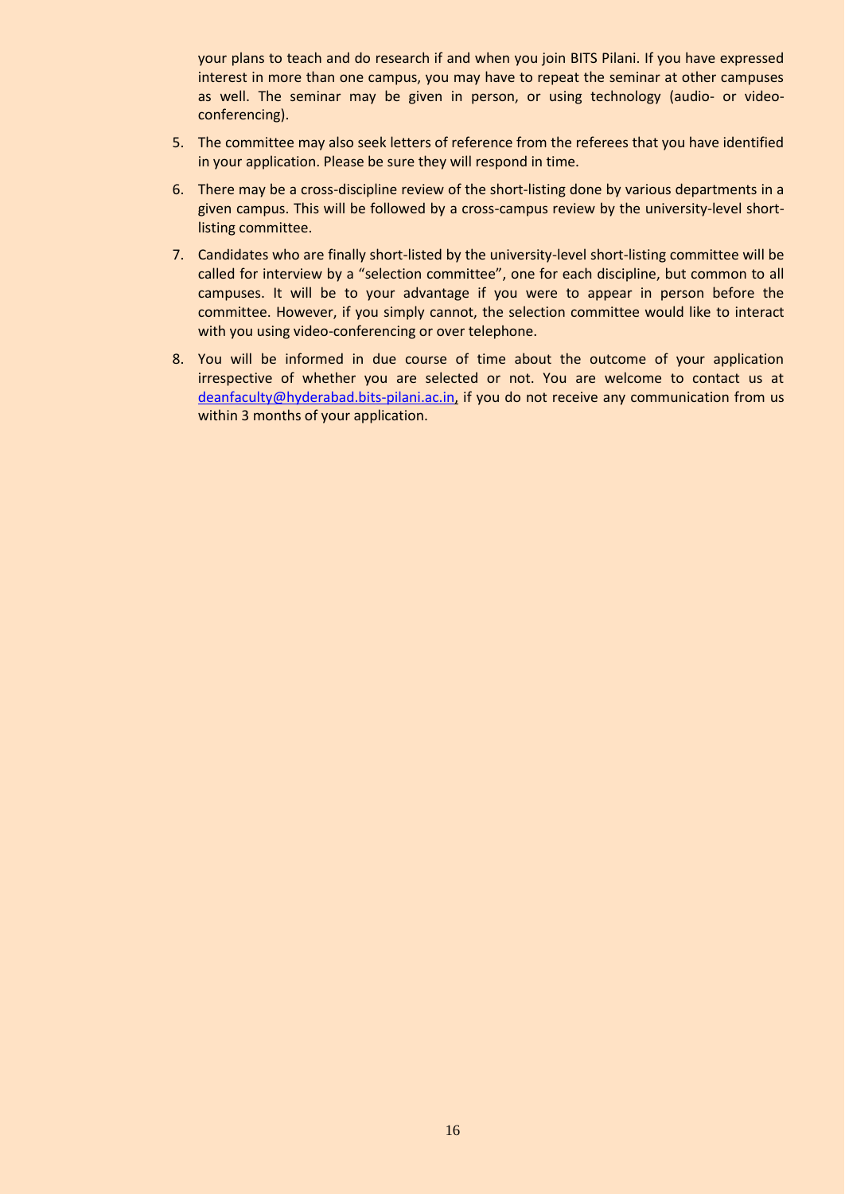your plans to teach and do research if and when you join BITS Pilani. If you have expressed interest in more than one campus, you may have to repeat the seminar at other campuses as well. The seminar may be given in person, or using technology (audio- or video-conferencing).

5. The committee may also seek letters of reference from the referees that you have identified in your application. Please be sure they will respond in time.
6. There may be a cross-discipline review of the short-listing done by various departments in a given campus. This will be followed by a cross-campus review by the university-level short-listing committee.
7. Candidates who are finally short-listed by the university-level short-listing committee will be called for interview by a "selection committee", one for each discipline, but common to all campuses. It will be to your advantage if you were to appear in person before the committee. However, if you simply cannot, the selection committee would like to interact with you using video-conferencing or over telephone.
8. You will be informed in due course of time about the outcome of your application irrespective of whether you are selected or not. You are welcome to contact us at deanfaculty@hyderabad.bits-pilani.ac.in, if you do not receive any communication from us within 3 months of your application.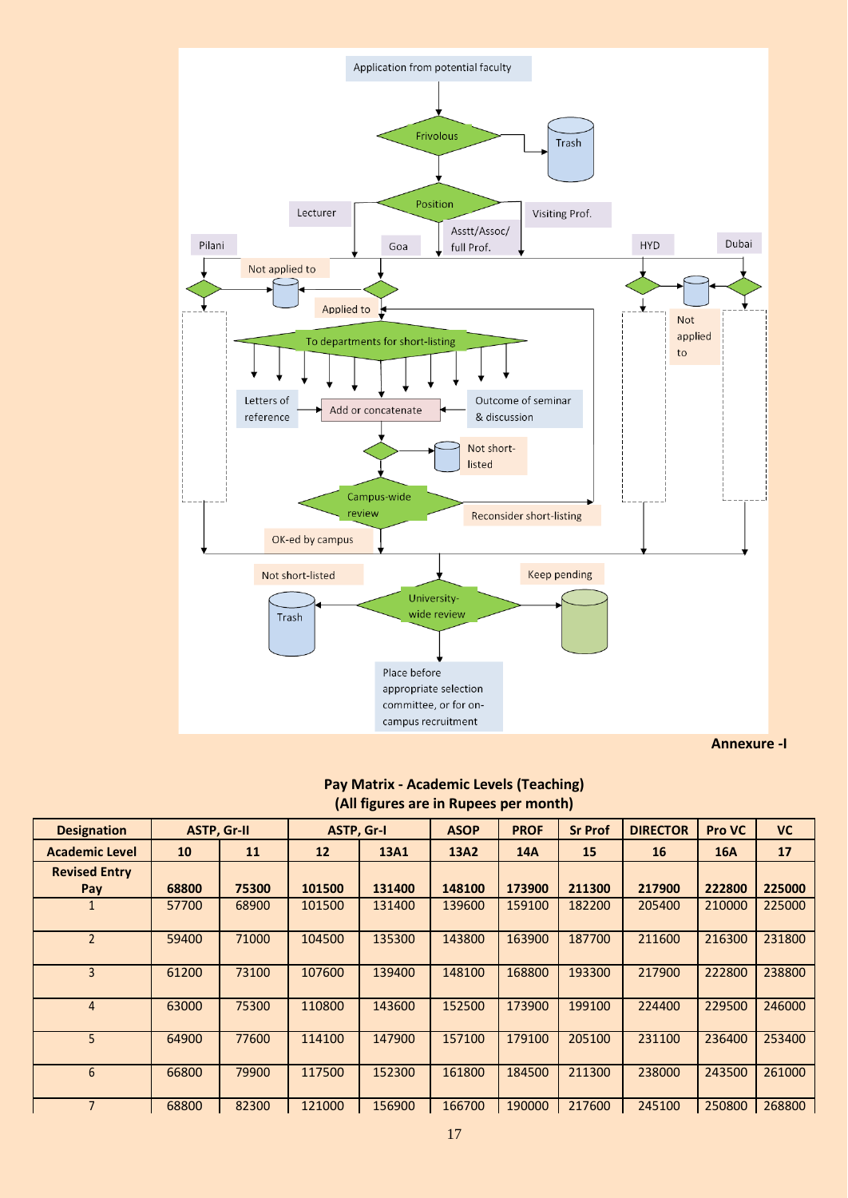Application from potential faculty

Frivolous → Trash

Position: Lecturer | Asstt/Assoc/ full Prof. | Visiting Prof.

Pilani | Goa | HYD | Dubai

Not applied to | Applied to

To departments for short-listing

Letters of reference → Add or concatenate ← Outcome of seminar & discussion

Not short-listed

Campus-wide review → Reconsider short-listing

OK-ed by campus

Not applied to

Not short-listed → Trash ← University-wide review → Keep pending

Place before appropriate selection committee, or for on-campus recruitment

**Annexure -I**

**Pay Matrix - Academic Levels (Teaching)**
**(All figures are in Rupees per month)**

| Designation | ASTP, Gr-II | | ASTP, Gr-I | | ASOP | PROF | Sr Prof | DIRECTOR | Pro VC | VC |
|---|---|---|---|---|---|---|---|---|---|---|
| **Academic Level** | **10** | **11** | **12** | **13A1** | **13A2** | **14A** | **15** | **16** | **16A** | **17** |
| **Revised Entry Pay** | **68800** | **75300** | **101500** | **131400** | **148100** | **173900** | **211300** | **217900** | **222800** | **225000** |
| 1 | 57700 | 68900 | 101500 | 131400 | 139600 | 159100 | 182200 | 205400 | 210000 | 225000 |
| 2 | 59400 | 71000 | 104500 | 135300 | 143800 | 163900 | 187700 | 211600 | 216300 | 231800 |
| 3 | 61200 | 73100 | 107600 | 139400 | 148100 | 168800 | 193300 | 217900 | 222800 | 238800 |
| 4 | 63000 | 75300 | 110800 | 143600 | 152500 | 173900 | 199100 | 224400 | 229500 | 246000 |
| 5 | 64900 | 77600 | 114100 | 147900 | 157100 | 179100 | 205100 | 231100 | 236400 | 253400 |
| 6 | 66800 | 79900 | 117500 | 152300 | 161800 | 184500 | 211300 | 238000 | 243500 | 261000 |
| 7 | 68800 | 82300 | 121000 | 156900 | 166700 | 190000 | 217600 | 245100 | 250800 | 268800 |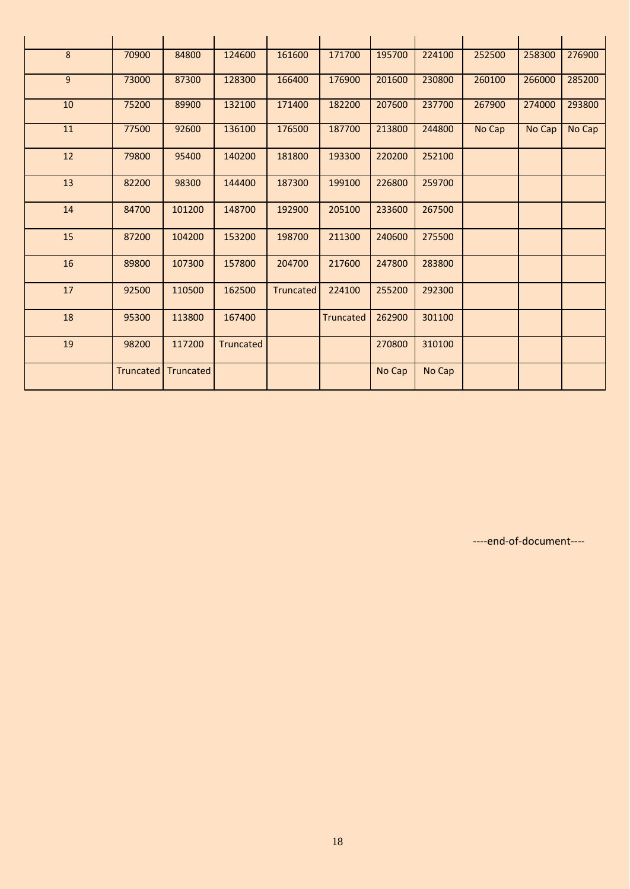| | | | | | | | | | | |
|---|---|---|---|---|---|---|---|---|---|---|
| 8 | 70900 | 84800 | 124600 | 161600 | 171700 | 195700 | 224100 | 252500 | 258300 | 276900 |
| 9 | 73000 | 87300 | 128300 | 166400 | 176900 | 201600 | 230800 | 260100 | 266000 | 285200 |
| 10 | 75200 | 89900 | 132100 | 171400 | 182200 | 207600 | 237700 | 267900 | 274000 | 293800 |
| 11 | 77500 | 92600 | 136100 | 176500 | 187700 | 213800 | 244800 | No Cap | No Cap | No Cap |
| 12 | 79800 | 95400 | 140200 | 181800 | 193300 | 220200 | 252100 | | | |
| 13 | 82200 | 98300 | 144400 | 187300 | 199100 | 226800 | 259700 | | | |
| 14 | 84700 | 101200 | 148700 | 192900 | 205100 | 233600 | 267500 | | | |
| 15 | 87200 | 104200 | 153200 | 198700 | 211300 | 240600 | 275500 | | | |
| 16 | 89800 | 107300 | 157800 | 204700 | 217600 | 247800 | 283800 | | | |
| 17 | 92500 | 110500 | 162500 | Truncated | 224100 | 255200 | 292300 | | | |
| 18 | 95300 | 113800 | 167400 | | Truncated | 262900 | 301100 | | | |
| 19 | 98200 | 117200 | Truncated | | | 270800 | 310100 | | | |
| | Truncated | Truncated | | | | No Cap | No Cap | | | |

----end-of-document----